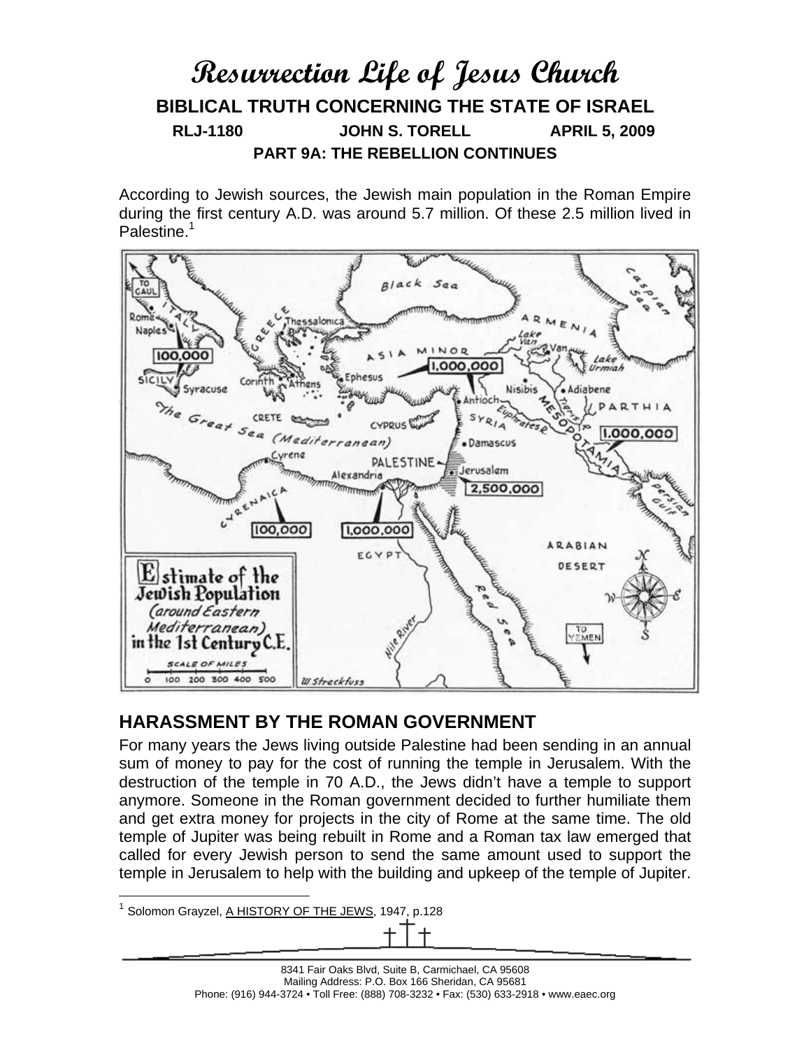# Resurrection Life of Jesus Church

## BIBLICAL TRUTH CONCERNING THE STATE OF ISRAEL

**RLJ-1180 JOHN S. TORELL APRIL 5, 2009**

**PART 9A: THE REBELLION CONTINUES**

According to Jewish sources, the Jewish main population in the Roman Empire during the first century A.D. was around 5.7 million. Of these 2.5 million lived in Palestine.[1]

## HARASSMENT BY THE ROMAN GOVERNMENT

For many years the Jews living outside Palestine had been sending in an annual sum of money to pay for the cost of running the temple in Jerusalem. With the destruction of the temple in 70 A.D., the Jews didn't have a temple to support anymore. Someone in the Roman government decided to further humiliate them and get extra money for projects in the city of Rome at the same time. The old temple of Jupiter was being rebuilt in Rome and a Roman tax law emerged that called for every Jewish person to send the same amount used to support the temple in Jerusalem to help with the building and upkeep of the temple of Jupiter.

---

[1] Solomon Grayzel, A HISTORY OF THE JEWS, 1947, p.128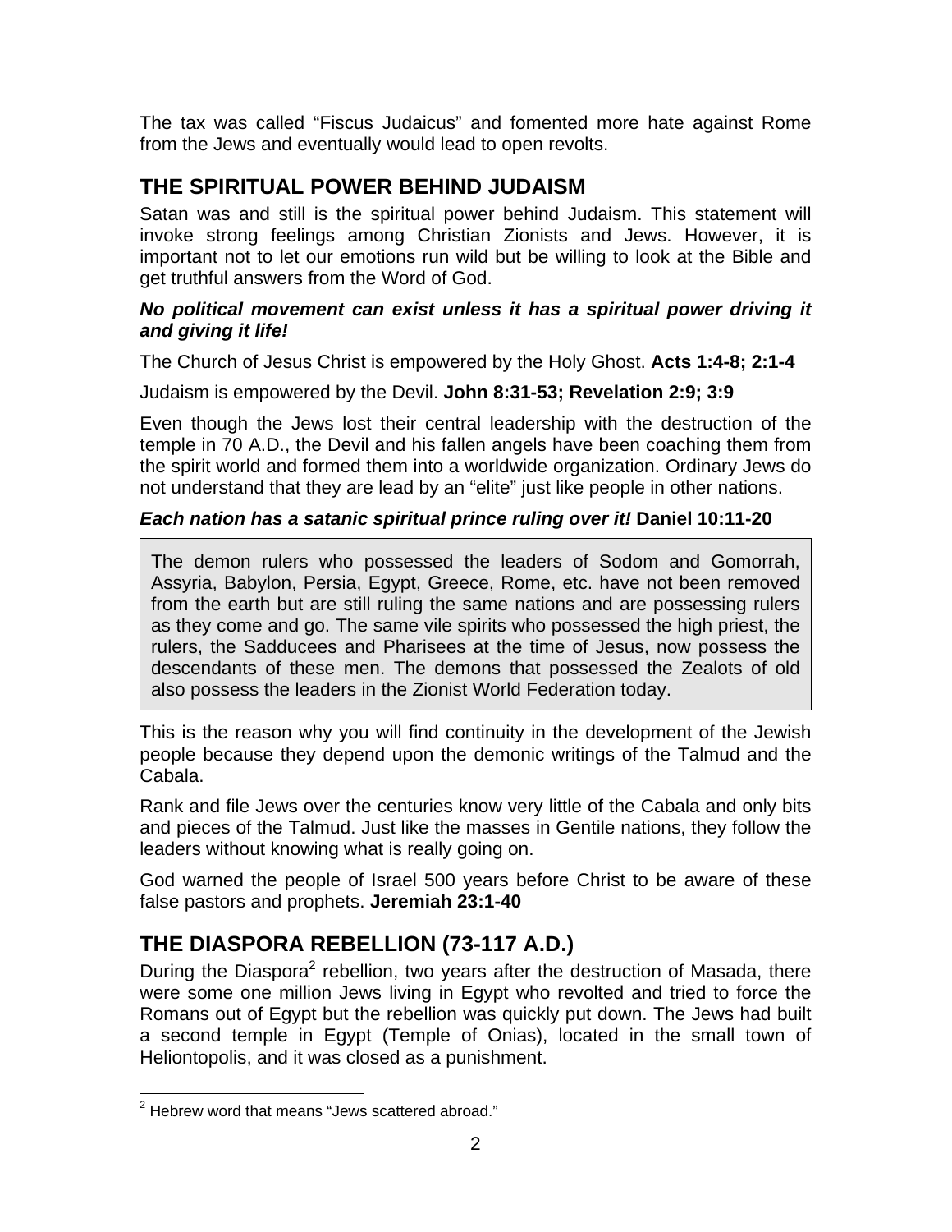The tax was called "Fiscus Judaicus" and fomented more hate against Rome from the Jews and eventually would lead to open revolts.

## THE SPIRITUAL POWER BEHIND JUDAISM

Satan was and still is the spiritual power behind Judaism. This statement will invoke strong feelings among Christian Zionists and Jews. However, it is important not to let our emotions run wild but be willing to look at the Bible and get truthful answers from the Word of God.

***No political movement can exist unless it has a spiritual power driving it and giving it life!***

The Church of Jesus Christ is empowered by the Holy Ghost. **Acts 1:4-8; 2:1-4**

Judaism is empowered by the Devil. **John 8:31-53; Revelation 2:9; 3:9**

Even though the Jews lost their central leadership with the destruction of the temple in 70 A.D., the Devil and his fallen angels have been coaching them from the spirit world and formed them into a worldwide organization. Ordinary Jews do not understand that they are lead by an "elite" just like people in other nations.

***Each nation has a satanic spiritual prince ruling over it!*** **Daniel 10:11-20**

> The demon rulers who possessed the leaders of Sodom and Gomorrah, Assyria, Babylon, Persia, Egypt, Greece, Rome, etc. have not been removed from the earth but are still ruling the same nations and are possessing rulers as they come and go. The same vile spirits who possessed the high priest, the rulers, the Sadducees and Pharisees at the time of Jesus, now possess the descendants of these men. The demons that possessed the Zealots of old also possess the leaders in the Zionist World Federation today.

This is the reason why you will find continuity in the development of the Jewish people because they depend upon the demonic writings of the Talmud and the Cabala.

Rank and file Jews over the centuries know very little of the Cabala and only bits and pieces of the Talmud. Just like the masses in Gentile nations, they follow the leaders without knowing what is really going on.

God warned the people of Israel 500 years before Christ to be aware of these false pastors and prophets. **Jeremiah 23:1-40**

## THE DIASPORA REBELLION (73-117 A.D.)

During the Diaspora[2] rebellion, two years after the destruction of Masada, there were some one million Jews living in Egypt who revolted and tried to force the Romans out of Egypt but the rebellion was quickly put down. The Jews had built a second temple in Egypt (Temple of Onias), located in the small town of Heliontopolis, and it was closed as a punishment.

---

[2] Hebrew word that means "Jews scattered abroad."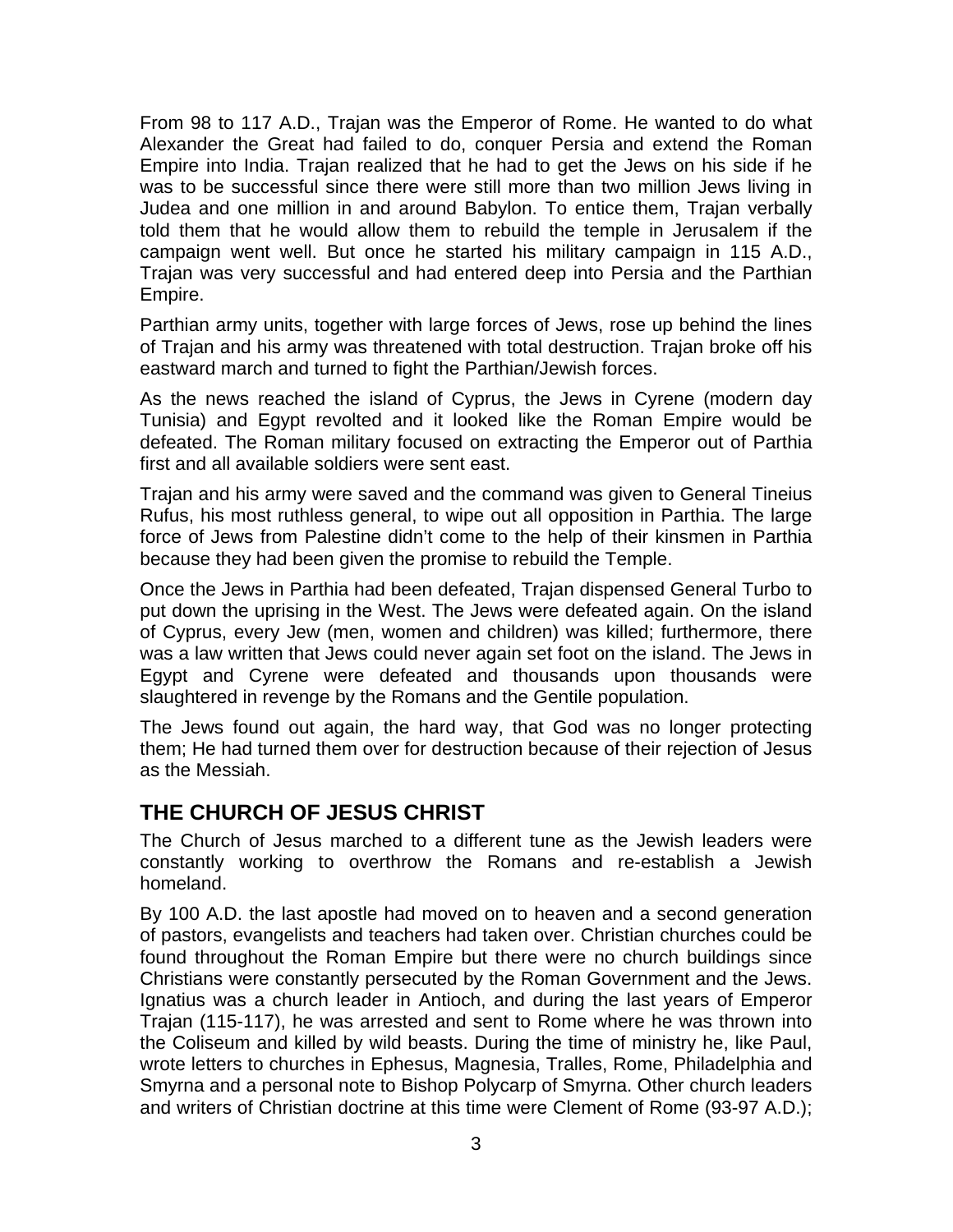From 98 to 117 A.D., Trajan was the Emperor of Rome. He wanted to do what Alexander the Great had failed to do, conquer Persia and extend the Roman Empire into India. Trajan realized that he had to get the Jews on his side if he was to be successful since there were still more than two million Jews living in Judea and one million in and around Babylon. To entice them, Trajan verbally told them that he would allow them to rebuild the temple in Jerusalem if the campaign went well. But once he started his military campaign in 115 A.D., Trajan was very successful and had entered deep into Persia and the Parthian Empire.

Parthian army units, together with large forces of Jews, rose up behind the lines of Trajan and his army was threatened with total destruction. Trajan broke off his eastward march and turned to fight the Parthian/Jewish forces.

As the news reached the island of Cyprus, the Jews in Cyrene (modern day Tunisia) and Egypt revolted and it looked like the Roman Empire would be defeated. The Roman military focused on extracting the Emperor out of Parthia first and all available soldiers were sent east.

Trajan and his army were saved and the command was given to General Tineius Rufus, his most ruthless general, to wipe out all opposition in Parthia. The large force of Jews from Palestine didn't come to the help of their kinsmen in Parthia because they had been given the promise to rebuild the Temple.

Once the Jews in Parthia had been defeated, Trajan dispensed General Turbo to put down the uprising in the West. The Jews were defeated again. On the island of Cyprus, every Jew (men, women and children) was killed; furthermore, there was a law written that Jews could never again set foot on the island. The Jews in Egypt and Cyrene were defeated and thousands upon thousands were slaughtered in revenge by the Romans and the Gentile population.

The Jews found out again, the hard way, that God was no longer protecting them; He had turned them over for destruction because of their rejection of Jesus as the Messiah.

## THE CHURCH OF JESUS CHRIST

The Church of Jesus marched to a different tune as the Jewish leaders were constantly working to overthrow the Romans and re-establish a Jewish homeland.

By 100 A.D. the last apostle had moved on to heaven and a second generation of pastors, evangelists and teachers had taken over. Christian churches could be found throughout the Roman Empire but there were no church buildings since Christians were constantly persecuted by the Roman Government and the Jews. Ignatius was a church leader in Antioch, and during the last years of Emperor Trajan (115-117), he was arrested and sent to Rome where he was thrown into the Coliseum and killed by wild beasts. During the time of ministry he, like Paul, wrote letters to churches in Ephesus, Magnesia, Tralles, Rome, Philadelphia and Smyrna and a personal note to Bishop Polycarp of Smyrna. Other church leaders and writers of Christian doctrine at this time were Clement of Rome (93-97 A.D.);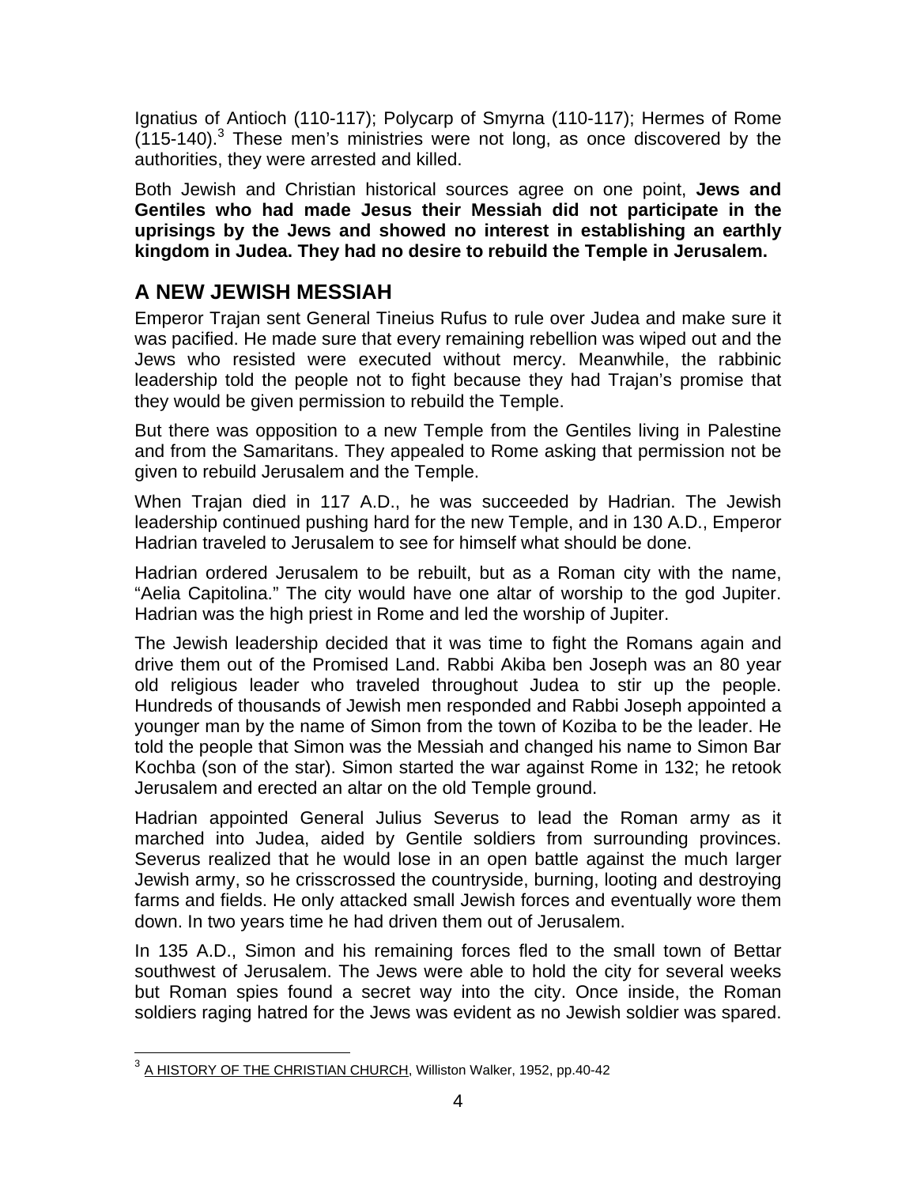Ignatius of Antioch (110-117); Polycarp of Smyrna (110-117); Hermes of Rome (115-140).[3] These men's ministries were not long, as once discovered by the authorities, they were arrested and killed.

Both Jewish and Christian historical sources agree on one point, **Jews and Gentiles who had made Jesus their Messiah did not participate in the uprisings by the Jews and showed no interest in establishing an earthly kingdom in Judea. They had no desire to rebuild the Temple in Jerusalem.**

## A NEW JEWISH MESSIAH

Emperor Trajan sent General Tineius Rufus to rule over Judea and make sure it was pacified. He made sure that every remaining rebellion was wiped out and the Jews who resisted were executed without mercy. Meanwhile, the rabbinic leadership told the people not to fight because they had Trajan's promise that they would be given permission to rebuild the Temple.

But there was opposition to a new Temple from the Gentiles living in Palestine and from the Samaritans. They appealed to Rome asking that permission not be given to rebuild Jerusalem and the Temple.

When Trajan died in 117 A.D., he was succeeded by Hadrian. The Jewish leadership continued pushing hard for the new Temple, and in 130 A.D., Emperor Hadrian traveled to Jerusalem to see for himself what should be done.

Hadrian ordered Jerusalem to be rebuilt, but as a Roman city with the name, "Aelia Capitolina." The city would have one altar of worship to the god Jupiter. Hadrian was the high priest in Rome and led the worship of Jupiter.

The Jewish leadership decided that it was time to fight the Romans again and drive them out of the Promised Land. Rabbi Akiba ben Joseph was an 80 year old religious leader who traveled throughout Judea to stir up the people. Hundreds of thousands of Jewish men responded and Rabbi Joseph appointed a younger man by the name of Simon from the town of Koziba to be the leader. He told the people that Simon was the Messiah and changed his name to Simon Bar Kochba (son of the star). Simon started the war against Rome in 132; he retook Jerusalem and erected an altar on the old Temple ground.

Hadrian appointed General Julius Severus to lead the Roman army as it marched into Judea, aided by Gentile soldiers from surrounding provinces. Severus realized that he would lose in an open battle against the much larger Jewish army, so he crisscrossed the countryside, burning, looting and destroying farms and fields. He only attacked small Jewish forces and eventually wore them down. In two years time he had driven them out of Jerusalem.

In 135 A.D., Simon and his remaining forces fled to the small town of Bettar southwest of Jerusalem. The Jews were able to hold the city for several weeks but Roman spies found a secret way into the city. Once inside, the Roman soldiers raging hatred for the Jews was evident as no Jewish soldier was spared.

---

[3] A HISTORY OF THE CHRISTIAN CHURCH, Williston Walker, 1952, pp.40-42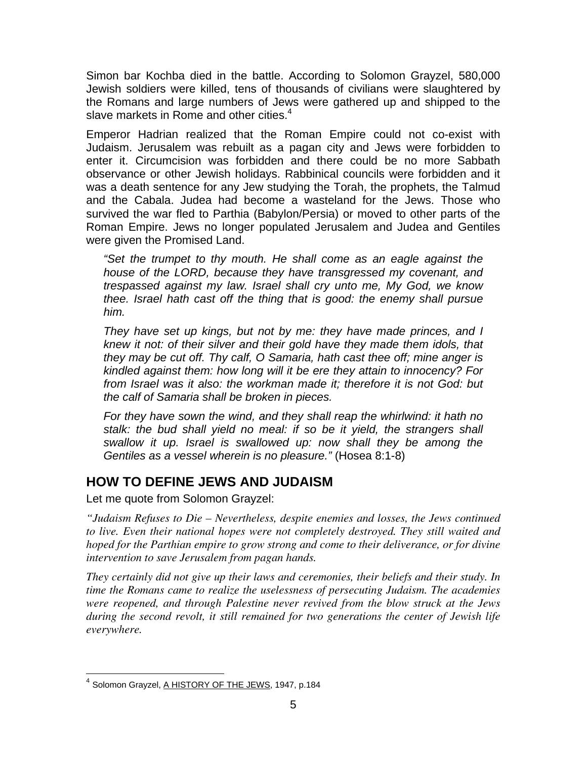Simon bar Kochba died in the battle. According to Solomon Grayzel, 580,000 Jewish soldiers were killed, tens of thousands of civilians were slaughtered by the Romans and large numbers of Jews were gathered up and shipped to the slave markets in Rome and other cities.[4]

Emperor Hadrian realized that the Roman Empire could not co-exist with Judaism. Jerusalem was rebuilt as a pagan city and Jews were forbidden to enter it. Circumcision was forbidden and there could be no more Sabbath observance or other Jewish holidays. Rabbinical councils were forbidden and it was a death sentence for any Jew studying the Torah, the prophets, the Talmud and the Cabala. Judea had become a wasteland for the Jews. Those who survived the war fled to Parthia (Babylon/Persia) or moved to other parts of the Roman Empire. Jews no longer populated Jerusalem and Judea and Gentiles were given the Promised Land.

> *"Set the trumpet to thy mouth. He shall come as an eagle against the house of the LORD, because they have transgressed my covenant, and trespassed against my law. Israel shall cry unto me, My God, we know thee. Israel hath cast off the thing that is good: the enemy shall pursue him.*
>
> *They have set up kings, but not by me: they have made princes, and I knew it not: of their silver and their gold have they made them idols, that they may be cut off. Thy calf, O Samaria, hath cast thee off; mine anger is kindled against them: how long will it be ere they attain to innocency? For from Israel was it also: the workman made it; therefore it is not God: but the calf of Samaria shall be broken in pieces.*
>
> *For they have sown the wind, and they shall reap the whirlwind: it hath no stalk: the bud shall yield no meal: if so be it yield, the strangers shall swallow it up. Israel is swallowed up: now shall they be among the Gentiles as a vessel wherein is no pleasure."* (Hosea 8:1-8)

## HOW TO DEFINE JEWS AND JUDAISM

Let me quote from Solomon Grayzel:

*"Judaism Refuses to Die – Nevertheless, despite enemies and losses, the Jews continued to live. Even their national hopes were not completely destroyed. They still waited and hoped for the Parthian empire to grow strong and come to their deliverance, or for divine intervention to save Jerusalem from pagan hands.*

*They certainly did not give up their laws and ceremonies, their beliefs and their study. In time the Romans came to realize the uselessness of persecuting Judaism. The academies were reopened, and through Palestine never revived from the blow struck at the Jews during the second revolt, it still remained for two generations the center of Jewish life everywhere.*

---

[4] Solomon Grayzel, A HISTORY OF THE JEWS, 1947, p.184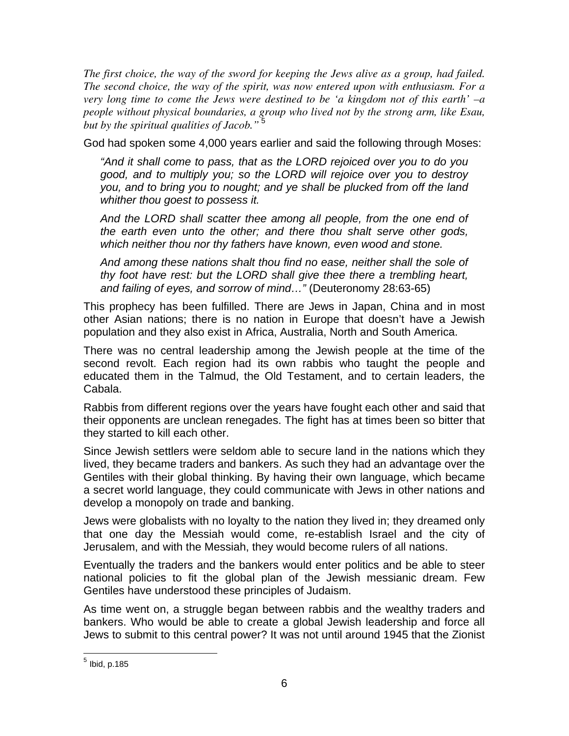*The first choice, the way of the sword for keeping the Jews alive as a group, had failed. The second choice, the way of the spirit, was now entered upon with enthusiasm. For a very long time to come the Jews were destined to be 'a kingdom not of this earth' –a people without physical boundaries, a group who lived not by the strong arm, like Esau, but by the spiritual qualities of Jacob."* [5]

God had spoken some 4,000 years earlier and said the following through Moses:

> *"And it shall come to pass, that as the LORD rejoiced over you to do you good, and to multiply you; so the LORD will rejoice over you to destroy you, and to bring you to nought; and ye shall be plucked from off the land whither thou goest to possess it.*
>
> *And the LORD shall scatter thee among all people, from the one end of the earth even unto the other; and there thou shalt serve other gods, which neither thou nor thy fathers have known, even wood and stone.*
>
> *And among these nations shalt thou find no ease, neither shall the sole of thy foot have rest: but the LORD shall give thee there a trembling heart, and failing of eyes, and sorrow of mind…"* (Deuteronomy 28:63-65)

This prophecy has been fulfilled. There are Jews in Japan, China and in most other Asian nations; there is no nation in Europe that doesn't have a Jewish population and they also exist in Africa, Australia, North and South America.

There was no central leadership among the Jewish people at the time of the second revolt. Each region had its own rabbis who taught the people and educated them in the Talmud, the Old Testament, and to certain leaders, the Cabala.

Rabbis from different regions over the years have fought each other and said that their opponents are unclean renegades. The fight has at times been so bitter that they started to kill each other.

Since Jewish settlers were seldom able to secure land in the nations which they lived, they became traders and bankers. As such they had an advantage over the Gentiles with their global thinking. By having their own language, which became a secret world language, they could communicate with Jews in other nations and develop a monopoly on trade and banking.

Jews were globalists with no loyalty to the nation they lived in; they dreamed only that one day the Messiah would come, re-establish Israel and the city of Jerusalem, and with the Messiah, they would become rulers of all nations.

Eventually the traders and the bankers would enter politics and be able to steer national policies to fit the global plan of the Jewish messianic dream. Few Gentiles have understood these principles of Judaism.

As time went on, a struggle began between rabbis and the wealthy traders and bankers. Who would be able to create a global Jewish leadership and force all Jews to submit to this central power? It was not until around 1945 that the Zionist

---

[5] Ibid, p.185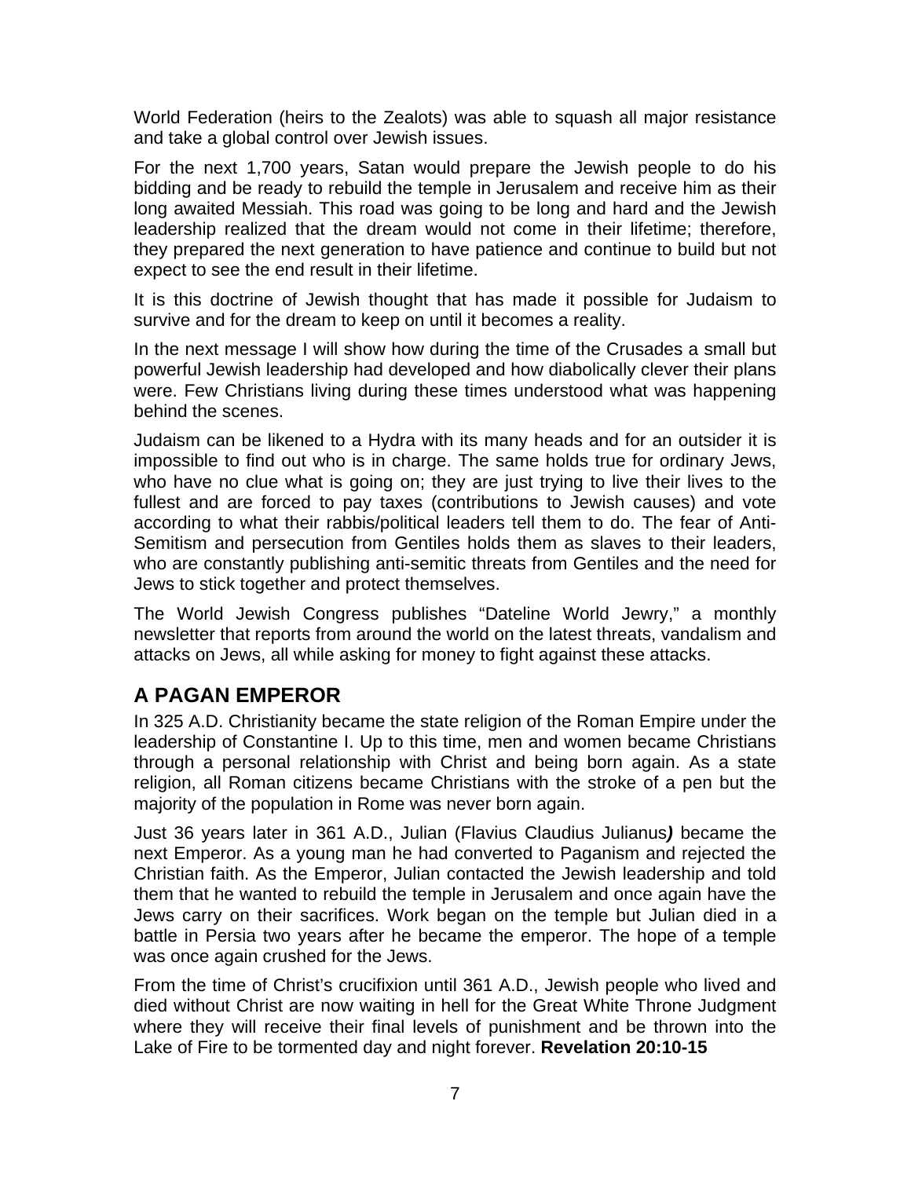World Federation (heirs to the Zealots) was able to squash all major resistance and take a global control over Jewish issues.

For the next 1,700 years, Satan would prepare the Jewish people to do his bidding and be ready to rebuild the temple in Jerusalem and receive him as their long awaited Messiah. This road was going to be long and hard and the Jewish leadership realized that the dream would not come in their lifetime; therefore, they prepared the next generation to have patience and continue to build but not expect to see the end result in their lifetime.

It is this doctrine of Jewish thought that has made it possible for Judaism to survive and for the dream to keep on until it becomes a reality.

In the next message I will show how during the time of the Crusades a small but powerful Jewish leadership had developed and how diabolically clever their plans were. Few Christians living during these times understood what was happening behind the scenes.

Judaism can be likened to a Hydra with its many heads and for an outsider it is impossible to find out who is in charge. The same holds true for ordinary Jews, who have no clue what is going on; they are just trying to live their lives to the fullest and are forced to pay taxes (contributions to Jewish causes) and vote according to what their rabbis/political leaders tell them to do. The fear of Anti-Semitism and persecution from Gentiles holds them as slaves to their leaders, who are constantly publishing anti-semitic threats from Gentiles and the need for Jews to stick together and protect themselves.

The World Jewish Congress publishes "Dateline World Jewry," a monthly newsletter that reports from around the world on the latest threats, vandalism and attacks on Jews, all while asking for money to fight against these attacks.

## A PAGAN EMPEROR

In 325 A.D. Christianity became the state religion of the Roman Empire under the leadership of Constantine I. Up to this time, men and women became Christians through a personal relationship with Christ and being born again. As a state religion, all Roman citizens became Christians with the stroke of a pen but the majority of the population in Rome was never born again.

Just 36 years later in 361 A.D., Julian (Flavius Claudius Julianus***)*** became the next Emperor. As a young man he had converted to Paganism and rejected the Christian faith. As the Emperor, Julian contacted the Jewish leadership and told them that he wanted to rebuild the temple in Jerusalem and once again have the Jews carry on their sacrifices. Work began on the temple but Julian died in a battle in Persia two years after he became the emperor. The hope of a temple was once again crushed for the Jews.

From the time of Christ's crucifixion until 361 A.D., Jewish people who lived and died without Christ are now waiting in hell for the Great White Throne Judgment where they will receive their final levels of punishment and be thrown into the Lake of Fire to be tormented day and night forever. **Revelation 20:10-15**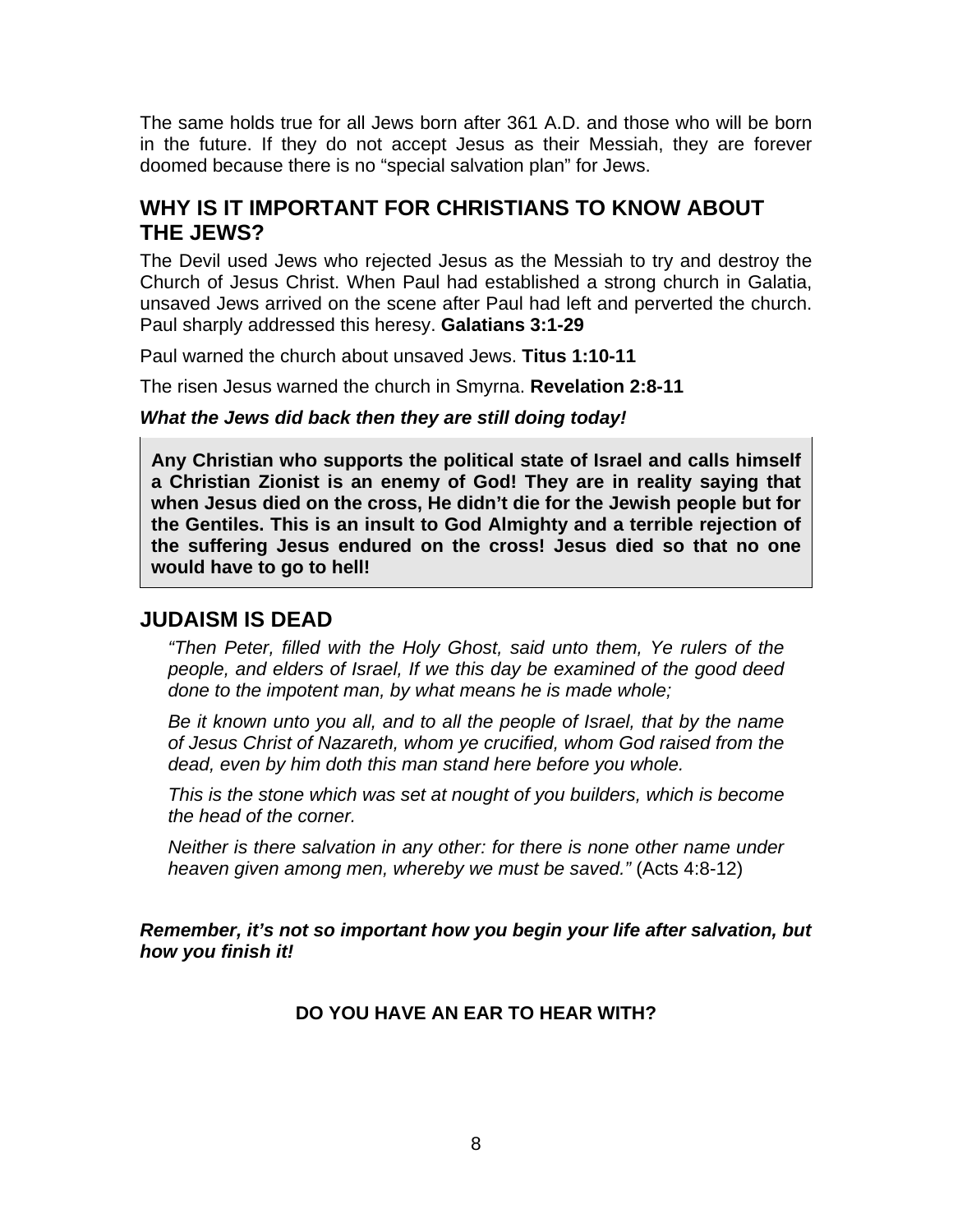The same holds true for all Jews born after 361 A.D. and those who will be born in the future. If they do not accept Jesus as their Messiah, they are forever doomed because there is no "special salvation plan" for Jews.

## WHY IS IT IMPORTANT FOR CHRISTIANS TO KNOW ABOUT THE JEWS?

The Devil used Jews who rejected Jesus as the Messiah to try and destroy the Church of Jesus Christ. When Paul had established a strong church in Galatia, unsaved Jews arrived on the scene after Paul had left and perverted the church. Paul sharply addressed this heresy. **Galatians 3:1-29**

Paul warned the church about unsaved Jews. **Titus 1:10-11**

The risen Jesus warned the church in Smyrna. **Revelation 2:8-11**

***What the Jews did back then they are still doing today!***

**Any Christian who supports the political state of Israel and calls himself a Christian Zionist is an enemy of God! They are in reality saying that when Jesus died on the cross, He didn't die for the Jewish people but for the Gentiles. This is an insult to God Almighty and a terrible rejection of the suffering Jesus endured on the cross! Jesus died so that no one would have to go to hell!**

## JUDAISM IS DEAD

> *"Then Peter, filled with the Holy Ghost, said unto them, Ye rulers of the people, and elders of Israel, If we this day be examined of the good deed done to the impotent man, by what means he is made whole;*
>
> *Be it known unto you all, and to all the people of Israel, that by the name of Jesus Christ of Nazareth, whom ye crucified, whom God raised from the dead, even by him doth this man stand here before you whole.*
>
> *This is the stone which was set at nought of you builders, which is become the head of the corner.*
>
> *Neither is there salvation in any other: for there is none other name under heaven given among men, whereby we must be saved."* (Acts 4:8-12)

***Remember, it's not so important how you begin your life after salvation, but how you finish it!***

**DO YOU HAVE AN EAR TO HEAR WITH?**